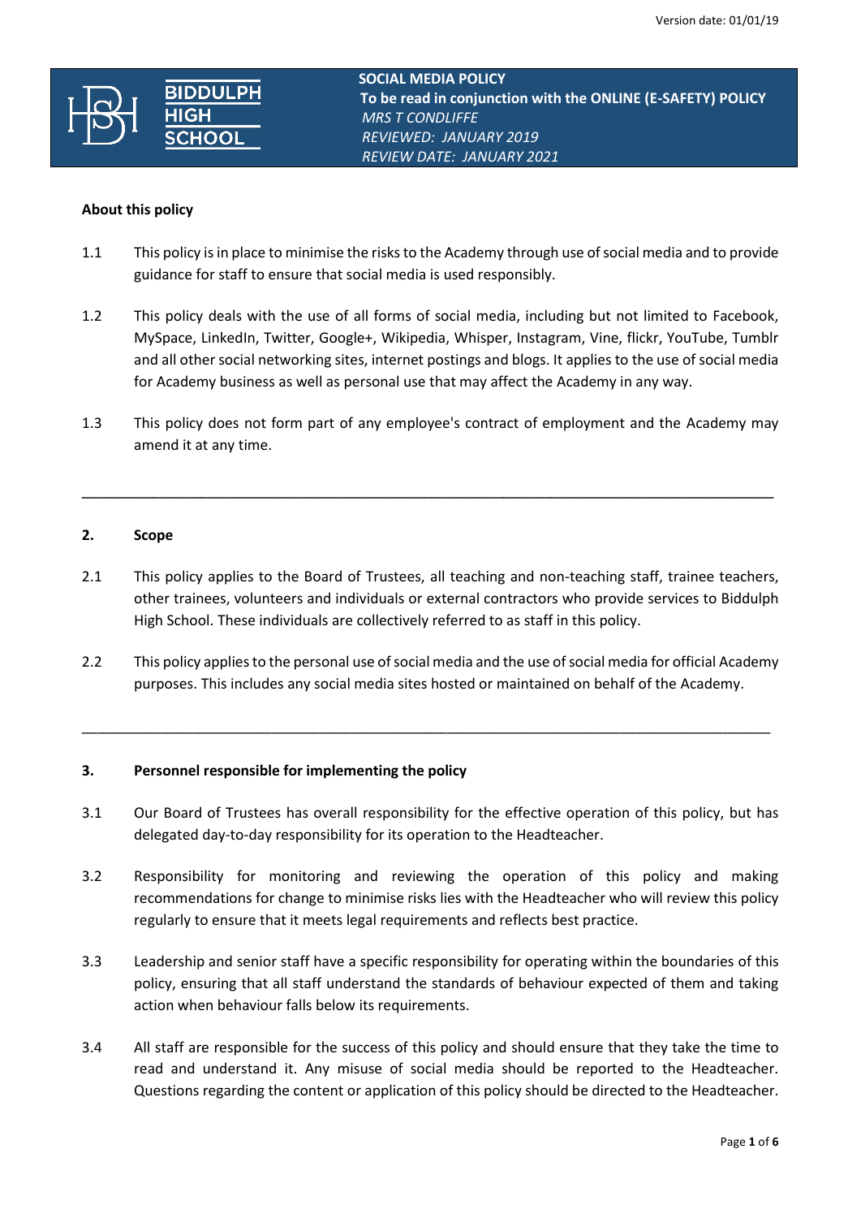**SOCIAL MEDIA POLICY**
**To be read in conjunction with the ONLINE (E-SAFETY) POLICY**
*MRS T CONDLIFFE*
*REVIEWED: JANUARY 2019*
*REVIEW DATE: JANUARY 2021*

**About this policy**

1.1 This policy is in place to minimise the risks to the Academy through use of social media and to provide guidance for staff to ensure that social media is used responsibly.

1.2 This policy deals with the use of all forms of social media, including but not limited to Facebook, MySpace, LinkedIn, Twitter, Google+, Wikipedia, Whisper, Instagram, Vine, flickr, YouTube, Tumblr and all other social networking sites, internet postings and blogs. It applies to the use of social media for Academy business as well as personal use that may affect the Academy in any way.

1.3 This policy does not form part of any employee's contract of employment and the Academy may amend it at any time.

---

**2. Scope**

2.1 This policy applies to the Board of Trustees, all teaching and non-teaching staff, trainee teachers, other trainees, volunteers and individuals or external contractors who provide services to Biddulph High School. These individuals are collectively referred to as staff in this policy.

2.2 This policy applies to the personal use of social media and the use of social media for official Academy purposes. This includes any social media sites hosted or maintained on behalf of the Academy.

---

**3. Personnel responsible for implementing the policy**

3.1 Our Board of Trustees has overall responsibility for the effective operation of this policy, but has delegated day-to-day responsibility for its operation to the Headteacher.

3.2 Responsibility for monitoring and reviewing the operation of this policy and making recommendations for change to minimise risks lies with the Headteacher who will review this policy regularly to ensure that it meets legal requirements and reflects best practice.

3.3 Leadership and senior staff have a specific responsibility for operating within the boundaries of this policy, ensuring that all staff understand the standards of behaviour expected of them and taking action when behaviour falls below its requirements.

3.4 All staff are responsible for the success of this policy and should ensure that they take the time to read and understand it. Any misuse of social media should be reported to the Headteacher. Questions regarding the content or application of this policy should be directed to the Headteacher.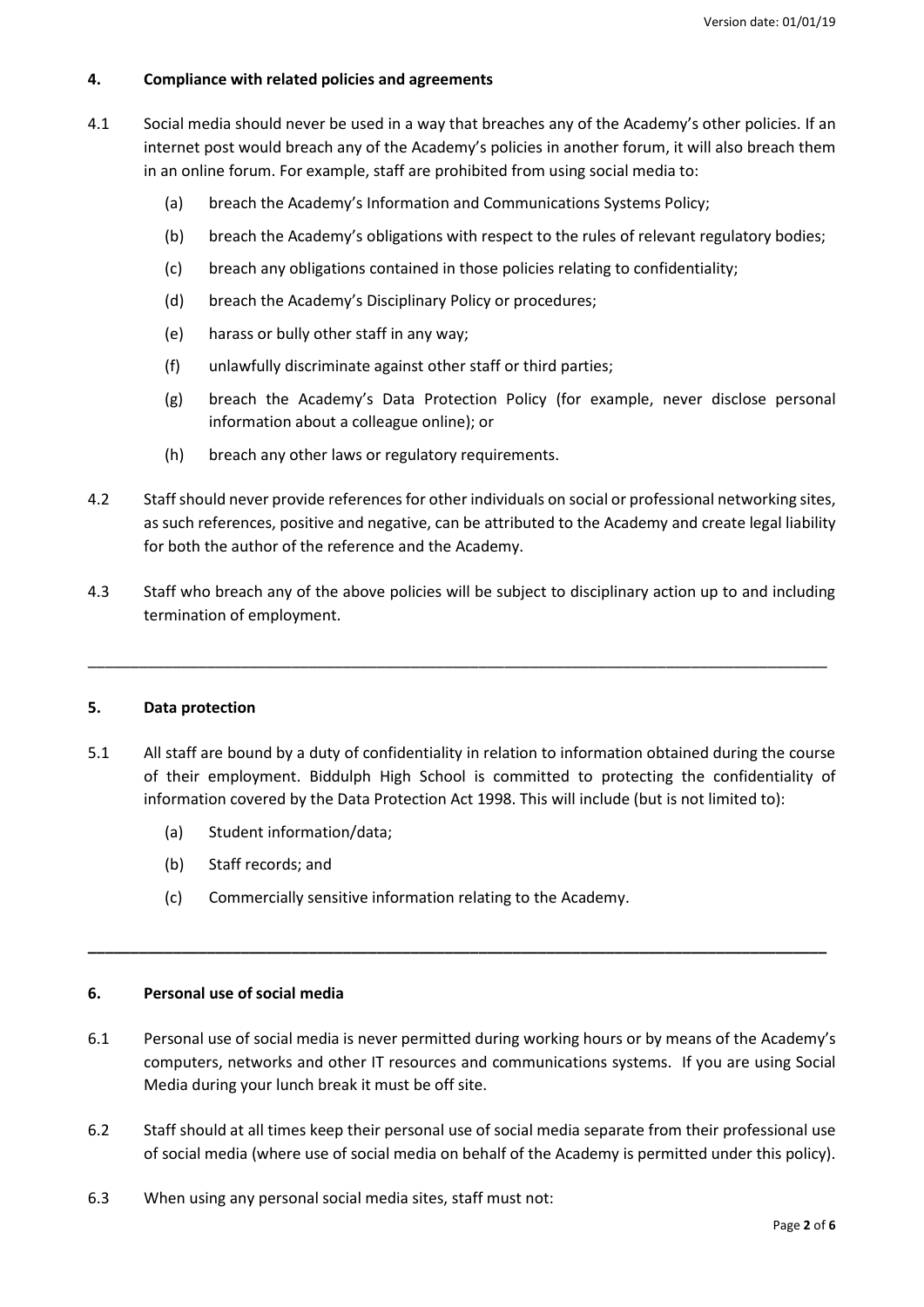## 4. Compliance with related policies and agreements

4.1 Social media should never be used in a way that breaches any of the Academy's other policies. If an internet post would breach any of the Academy's policies in another forum, it will also breach them in an online forum. For example, staff are prohibited from using social media to:

- (a) breach the Academy's Information and Communications Systems Policy;
- (b) breach the Academy's obligations with respect to the rules of relevant regulatory bodies;
- (c) breach any obligations contained in those policies relating to confidentiality;
- (d) breach the Academy's Disciplinary Policy or procedures;
- (e) harass or bully other staff in any way;
- (f) unlawfully discriminate against other staff or third parties;
- (g) breach the Academy's Data Protection Policy (for example, never disclose personal information about a colleague online); or
- (h) breach any other laws or regulatory requirements.

4.2 Staff should never provide references for other individuals on social or professional networking sites, as such references, positive and negative, can be attributed to the Academy and create legal liability for both the author of the reference and the Academy.

4.3 Staff who breach any of the above policies will be subject to disciplinary action up to and including termination of employment.

---

## 5. Data protection

5.1 All staff are bound by a duty of confidentiality in relation to information obtained during the course of their employment. Biddulph High School is committed to protecting the confidentiality of information covered by the Data Protection Act 1998. This will include (but is not limited to):

- (a) Student information/data;
- (b) Staff records; and
- (c) Commercially sensitive information relating to the Academy.

---

## 6. Personal use of social media

6.1 Personal use of social media is never permitted during working hours or by means of the Academy's computers, networks and other IT resources and communications systems. If you are using Social Media during your lunch break it must be off site.

6.2 Staff should at all times keep their personal use of social media separate from their professional use of social media (where use of social media on behalf of the Academy is permitted under this policy).

6.3 When using any personal social media sites, staff must not: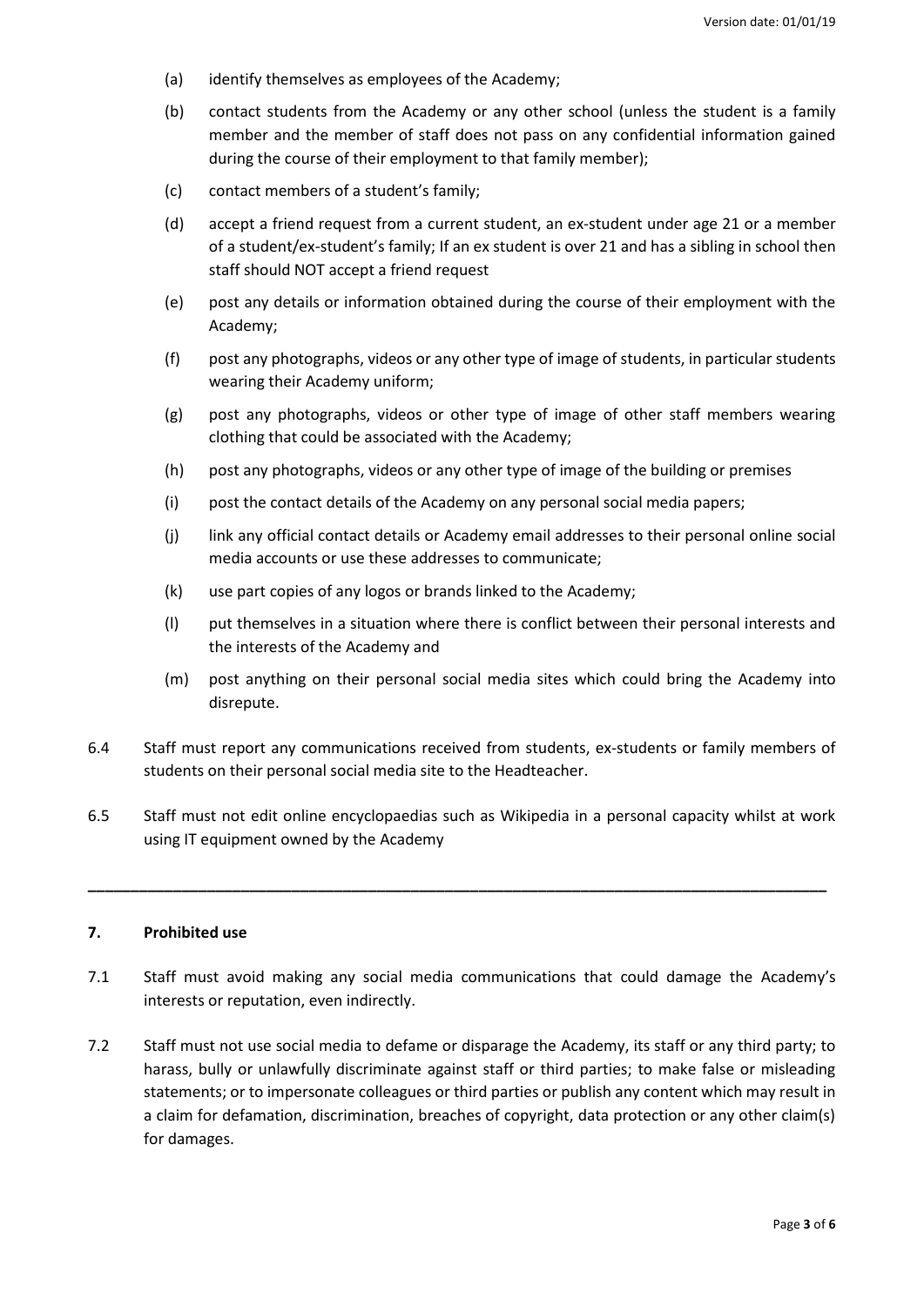(a) identify themselves as employees of the Academy;

(b) contact students from the Academy or any other school (unless the student is a family member and the member of staff does not pass on any confidential information gained during the course of their employment to that family member);

(c) contact members of a student's family;

(d) accept a friend request from a current student, an ex-student under age 21 or a member of a student/ex-student's family; If an ex student is over 21 and has a sibling in school then staff should NOT accept a friend request

(e) post any details or information obtained during the course of their employment with the Academy;

(f) post any photographs, videos or any other type of image of students, in particular students wearing their Academy uniform;

(g) post any photographs, videos or other type of image of other staff members wearing clothing that could be associated with the Academy;

(h) post any photographs, videos or any other type of image of the building or premises

(i) post the contact details of the Academy on any personal social media papers;

(j) link any official contact details or Academy email addresses to their personal online social media accounts or use these addresses to communicate;

(k) use part copies of any logos or brands linked to the Academy;

(l) put themselves in a situation where there is conflict between their personal interests and the interests of the Academy and

(m) post anything on their personal social media sites which could bring the Academy into disrepute.

6.4 Staff must report any communications received from students, ex-students or family members of students on their personal social media site to the Headteacher.

6.5 Staff must not edit online encyclopaedias such as Wikipedia in a personal capacity whilst at work using IT equipment owned by the Academy

---

## 7. Prohibited use

7.1 Staff must avoid making any social media communications that could damage the Academy's interests or reputation, even indirectly.

7.2 Staff must not use social media to defame or disparage the Academy, its staff or any third party; to harass, bully or unlawfully discriminate against staff or third parties; to make false or misleading statements; or to impersonate colleagues or third parties or publish any content which may result in a claim for defamation, discrimination, breaches of copyright, data protection or any other claim(s) for damages.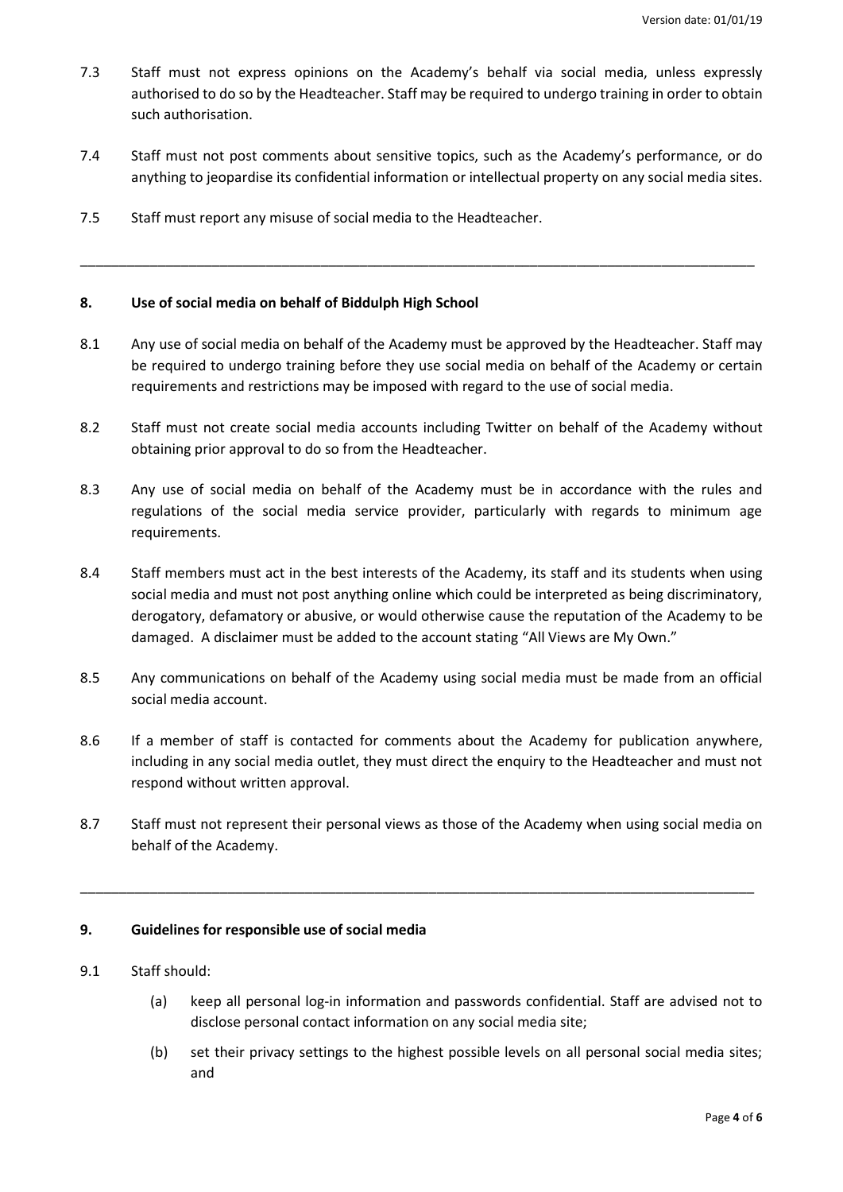7.3 Staff must not express opinions on the Academy's behalf via social media, unless expressly authorised to do so by the Headteacher. Staff may be required to undergo training in order to obtain such authorisation.

7.4 Staff must not post comments about sensitive topics, such as the Academy's performance, or do anything to jeopardise its confidential information or intellectual property on any social media sites.

7.5 Staff must report any misuse of social media to the Headteacher.

---

## 8. Use of social media on behalf of Biddulph High School

8.1 Any use of social media on behalf of the Academy must be approved by the Headteacher. Staff may be required to undergo training before they use social media on behalf of the Academy or certain requirements and restrictions may be imposed with regard to the use of social media.

8.2 Staff must not create social media accounts including Twitter on behalf of the Academy without obtaining prior approval to do so from the Headteacher.

8.3 Any use of social media on behalf of the Academy must be in accordance with the rules and regulations of the social media service provider, particularly with regards to minimum age requirements.

8.4 Staff members must act in the best interests of the Academy, its staff and its students when using social media and must not post anything online which could be interpreted as being discriminatory, derogatory, defamatory or abusive, or would otherwise cause the reputation of the Academy to be damaged. A disclaimer must be added to the account stating "All Views are My Own."

8.5 Any communications on behalf of the Academy using social media must be made from an official social media account.

8.6 If a member of staff is contacted for comments about the Academy for publication anywhere, including in any social media outlet, they must direct the enquiry to the Headteacher and must not respond without written approval.

8.7 Staff must not represent their personal views as those of the Academy when using social media on behalf of the Academy.

---

## 9. Guidelines for responsible use of social media

9.1 Staff should:

(a) keep all personal log-in information and passwords confidential. Staff are advised not to disclose personal contact information on any social media site;

(b) set their privacy settings to the highest possible levels on all personal social media sites; and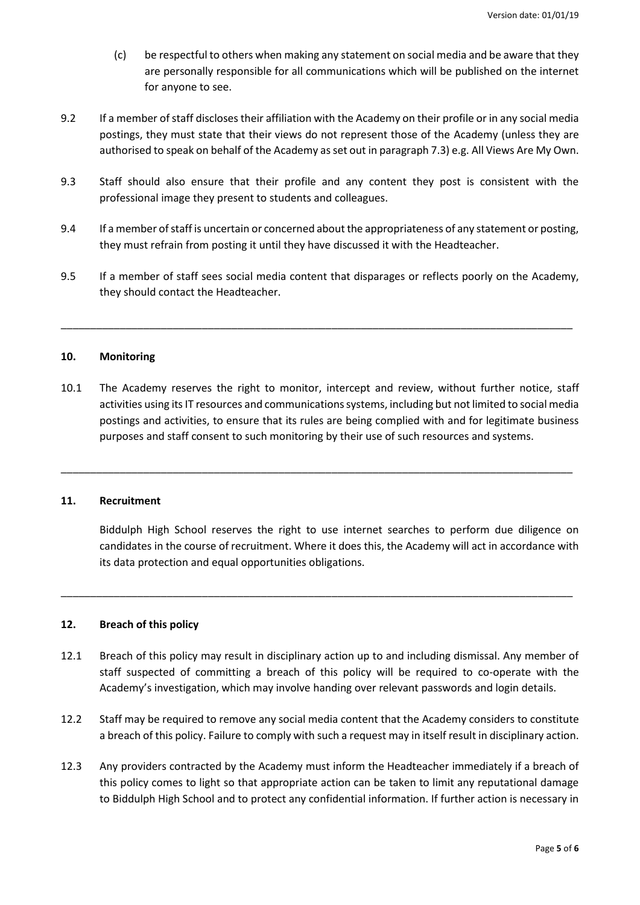(c) be respectful to others when making any statement on social media and be aware that they are personally responsible for all communications which will be published on the internet for anyone to see.

9.2 If a member of staff discloses their affiliation with the Academy on their profile or in any social media postings, they must state that their views do not represent those of the Academy (unless they are authorised to speak on behalf of the Academy as set out in paragraph 7.3) e.g. All Views Are My Own.

9.3 Staff should also ensure that their profile and any content they post is consistent with the professional image they present to students and colleagues.

9.4 If a member of staff is uncertain or concerned about the appropriateness of any statement or posting, they must refrain from posting it until they have discussed it with the Headteacher.

9.5 If a member of staff sees social media content that disparages or reflects poorly on the Academy, they should contact the Headteacher.

---

## 10. Monitoring

10.1 The Academy reserves the right to monitor, intercept and review, without further notice, staff activities using its IT resources and communications systems, including but not limited to social media postings and activities, to ensure that its rules are being complied with and for legitimate business purposes and staff consent to such monitoring by their use of such resources and systems.

---

## 11. Recruitment

Biddulph High School reserves the right to use internet searches to perform due diligence on candidates in the course of recruitment. Where it does this, the Academy will act in accordance with its data protection and equal opportunities obligations.

---

## 12. Breach of this policy

12.1 Breach of this policy may result in disciplinary action up to and including dismissal. Any member of staff suspected of committing a breach of this policy will be required to co-operate with the Academy's investigation, which may involve handing over relevant passwords and login details.

12.2 Staff may be required to remove any social media content that the Academy considers to constitute a breach of this policy. Failure to comply with such a request may in itself result in disciplinary action.

12.3 Any providers contracted by the Academy must inform the Headteacher immediately if a breach of this policy comes to light so that appropriate action can be taken to limit any reputational damage to Biddulph High School and to protect any confidential information. If further action is necessary in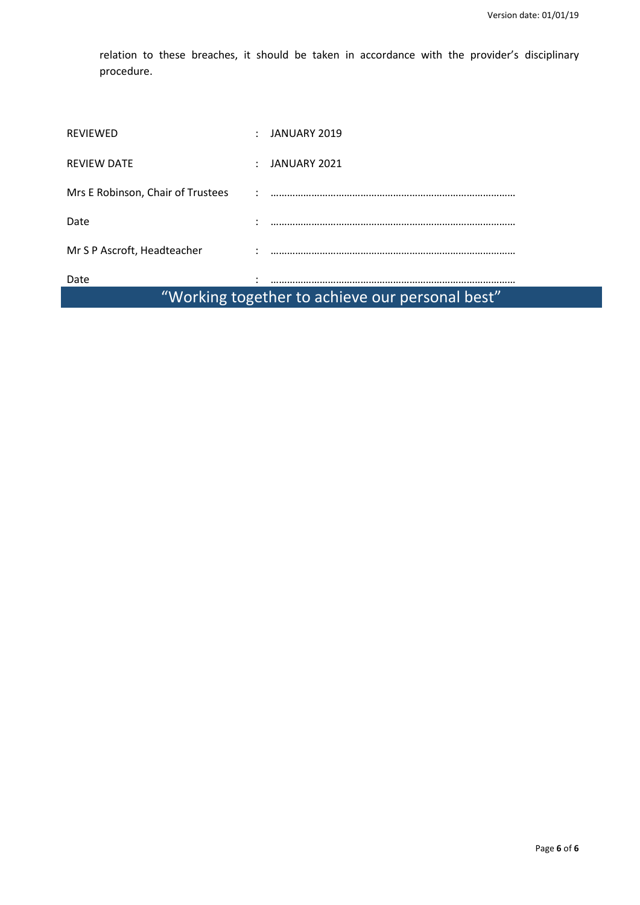relation to these breaches, it should be taken in accordance with the provider's disciplinary procedure.

| | | |
|---|---|---|
| REVIEWED | : | JANUARY 2019 |
| REVIEW DATE | : | JANUARY 2021 |
| Mrs E Robinson, Chair of Trustees | : | ……………………………………………………………………………… |
| Date | : | ……………………………………………………………………………… |
| Mr S P Ascroft, Headteacher | : | ……………………………………………………………………………… |
| Date | : | ……………………………………………………………………………… |

"Working together to achieve our personal best"